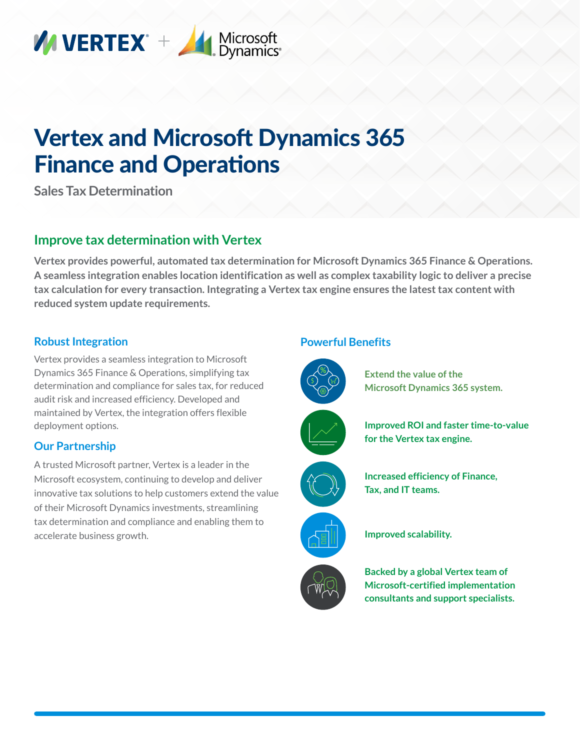# Vertex and Microsoft Dynamics 365 Finance and Operations

Sales Tax Determination

## Improve tax determination with Vertex

**Vertex provides powerful, automated tax determination for Microsoft Dynamics 365 Finance & Operations. A seamless integration enables location identification as well as complex taxability logic to deliver a precise tax calculation for every transaction. Integrating a Vertex tax engine ensures the latest tax content with reduced system update requirements.**

### Robust Integration

Vertex provides a seamless integration to Microsoft Dynamics 365 Finance & Operations, simplifying tax determination and compliance for sales tax, for reduced audit risk and increased efficiency. Developed and maintained by Vertex, the integration offers flexible deployment options.

### Our Partnership

A trusted Microsoft partner, Vertex is a leader in the Microsoft ecosystem, continuing to develop and deliver innovative tax solutions to help customers extend the value of their Microsoft Dynamics investments, streamlining tax determination and compliance and enabling them to accelerate business growth.

### Powerful Benefits

- **Extend the value of the Microsoft Dynamics 365 system.**
- **Improved ROI and faster time-to-value for the Vertex tax engine.**
- **Increased efficiency of Finance, Tax, and IT teams.**
- **Improved scalability.**
- **Backed by a global Vertex team of Microsoft-certified implementation consultants and support specialists.**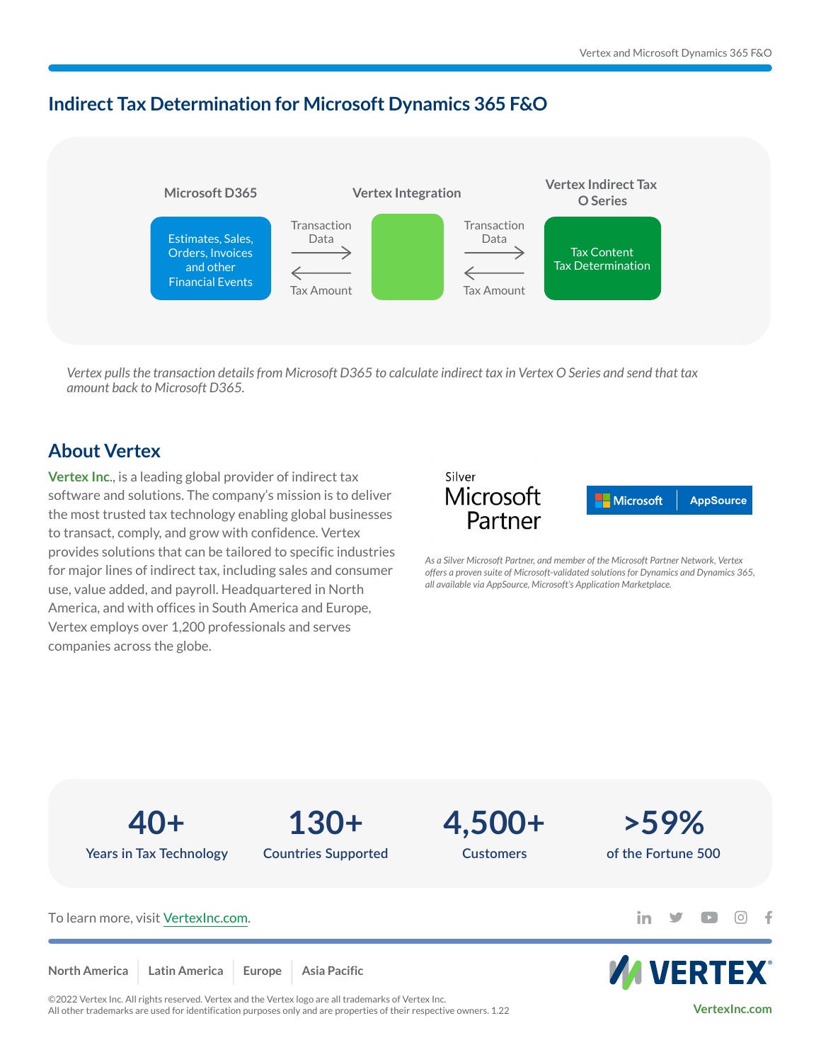## Indirect Tax Determination for Microsoft Dynamics 365 F&O

Microsoft D365

Estimates, Sales, Orders, Invoices and other Financial Events

Transaction Data

Tax Amount

Vertex Integration

Transaction Data

Tax Amount

Vertex Indirect Tax O Series

Tax Content Tax Determination

*Vertex pulls the transaction details from Microsoft D365 to calculate indirect tax in Vertex O Series and send that tax amount back to Microsoft D365.*

## About Vertex

**Vertex Inc.**, is a leading global provider of indirect tax software and solutions. The company's mission is to deliver the most trusted tax technology enabling global businesses to transact, comply, and grow with confidence. Vertex provides solutions that can be tailored to specific industries for major lines of indirect tax, including sales and consumer use, value added, and payroll. Headquartered in North America, and with offices in South America and Europe, Vertex employs over 1,200 professionals and serves companies across the globe.

Silver Microsoft Partner

Microsoft | AppSource

*As a Silver Microsoft Partner, and member of the Microsoft Partner Network, Vertex offers a proven suite of Microsoft-validated solutions for Dynamics and Dynamics 365, all available via AppSource, Microsoft's Application Marketplace.*

**40+**
Years in Tax Technology

**130+**
Countries Supported

**4,500+**
Customers

**>59%**
of the Fortune 500

To learn more, visit VertexInc.com.

North America | Latin America | Europe | Asia Pacific

VERTEX

VertexInc.com

©2022 Vertex Inc. All rights reserved. Vertex and the Vertex logo are all trademarks of Vertex Inc.
All other trademarks are used for identification purposes only and are properties of their respective owners. 1.22